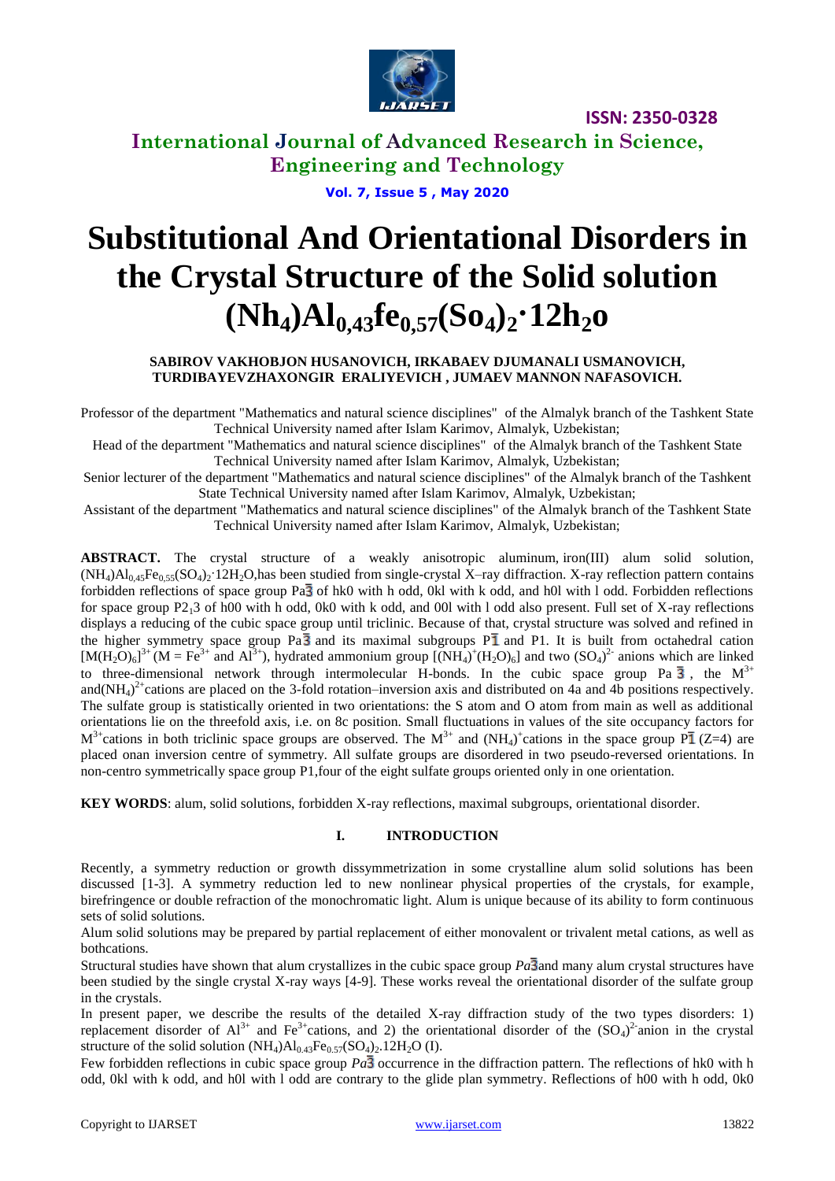# Substitutional And Orientational Disorders in the Crystal Structure of the Solid solution $(Nh_4)Al_{0,43}fe_{0,57}(So_4)_2{\cdot}12h_2o$

**SABIROV VAKHOBJON HUSANOVICH, IRKABAEV DJUMANALI USMANOVICH, TURDIBAYEVZHAXONGIR ERALIYEVICH , JUMAEV MANNON NAFASOVICH.**

Professor of the department "Mathematics and natural science disciplines" of the Almalyk branch of the Tashkent State Technical University named after Islam Karimov, Almalyk, Uzbekistan;

Head of the department "Mathematics and natural science disciplines" of the Almalyk branch of the Tashkent State Technical University named after Islam Karimov, Almalyk, Uzbekistan;

Senior lecturer of the department "Mathematics and natural science disciplines" of the Almalyk branch of the Tashkent State Technical University named after Islam Karimov, Almalyk, Uzbekistan;

Assistant of the department "Mathematics and natural science disciplines" of the Almalyk branch of the Tashkent State Technical University named after Islam Karimov, Almalyk, Uzbekistan;

**ABSTRACT.** The crystal structure of a weakly anisotropic aluminum, iron(III) alum solid solution, $(NH_4)Al_{0,45}Fe_{0,55}(SO_4)_2{\cdot}12H_2O$,has been studied from single-crystal X–ray diffraction. X-ray reflection pattern contains forbidden reflections of space group $Pa\bar{3}$ of hk0 with h odd, 0kl with k odd, and h0l with l odd. Forbidden reflections for space group $P2_13$ of h00 with h odd, 0k0 with k odd, and 00l with l odd also present. Full set of X-ray reflections displays a reducing of the cubic space group until triclinic. Because of that, crystal structure was solved and refined in the higher symmetry space group $Pa\bar{3}$ and its maximal subgroups $P\bar{1}$ and P1. It is built from octahedral cation $[M(H_2O)_6]^{3+}$ ($M = Fe^{3+}$ and $Al^{3+}$), hydrated ammonium group $[(NH_4)^+(H_2O)_6]$ and two $(SO_4)^{2-}$ anions which are linked to three-dimensional network through intermolecular H-bonds. In the cubic space group $Pa\bar{3}$, the $M^{3+}$ and$(NH_4)^{2+}$cations are placed on the 3-fold rotation–inversion axis and distributed on 4a and 4b positions respectively. The sulfate group is statistically oriented in two orientations: the S atom and O atom from main as well as additional orientations lie on the threefold axis, i.e. on 8c position. Small fluctuations in values of the site occupancy factors for $M^{3+}$cations in both triclinic space groups are observed. The $M^{3+}$ and $(NH_4)^+$cations in the space group $P\bar{1}$ (Z=4) are placed onan inversion centre of symmetry. All sulfate groups are disordered in two pseudo-reversed orientations. In non-centro symmetrically space group P1,four of the eight sulfate groups oriented only in one orientation.

**KEY WORDS**: alum, solid solutions, forbidden X-ray reflections, maximal subgroups, orientational disorder.

## I. INTRODUCTION

Recently, a symmetry reduction or growth dissymmetrization in some crystalline alum solid solutions has been discussed [1-3]. A symmetry reduction led to new nonlinear physical properties of the crystals, for example, birefringence or double refraction of the monochromatic light. Alum is unique because of its ability to form continuous sets of solid solutions.

Alum solid solutions may be prepared by partial replacement of either monovalent or trivalent metal cations, as well as bothcations.

Structural studies have shown that alum crystallizes in the cubic space group *Pa*$\bar{3}$and many alum crystal structures have been studied by the single crystal X-ray ways [4-9]. These works reveal the orientational disorder of the sulfate group in the crystals.

In present paper, we describe the results of the detailed X-ray diffraction study of the two types disorders: 1) replacement disorder of $Al^{3+}$ and $Fe^{3+}$cations, and 2) the orientational disorder of the $(SO_4)^{2-}$anion in the crystal structure of the solid solution $(NH_4)Al_{0.43}Fe_{0.57}(SO_4)_2.12H_2O$ (I).

Few forbidden reflections in cubic space group *Pa*$\bar{3}$ occurrence in the diffraction pattern. The reflections of hk0 with h odd, 0kl with k odd, and h0l with l odd are contrary to the glide plan symmetry. Reflections of h00 with h odd, 0k0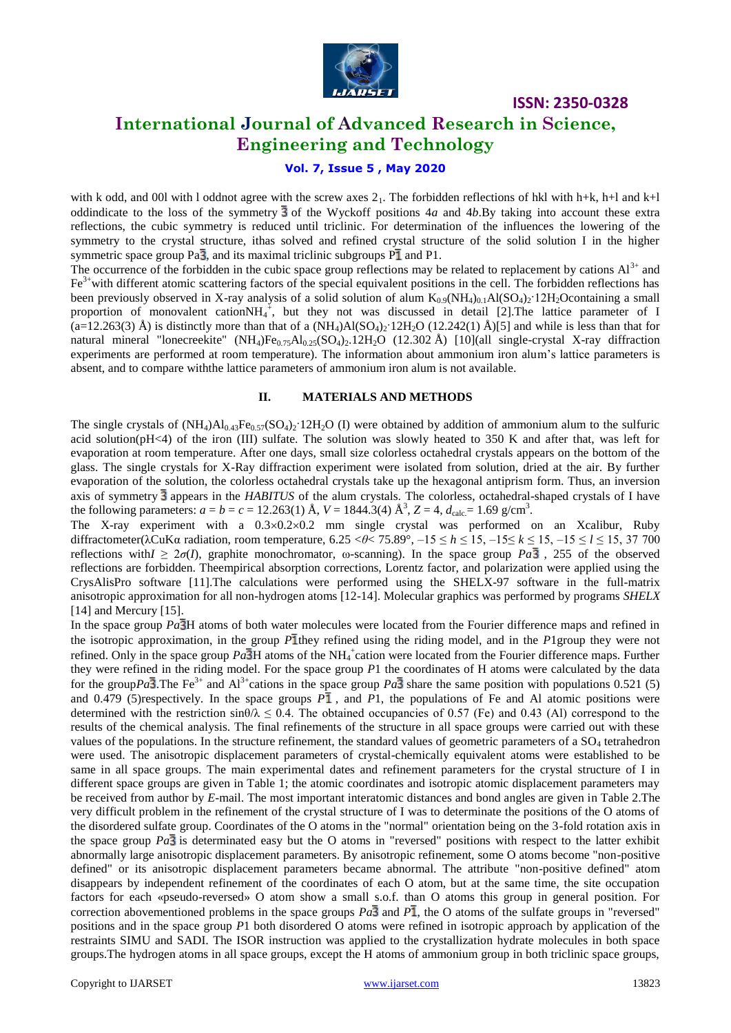with k odd, and 00l with l oddnot agree with the screw axes $2_1$. The forbidden reflections of hkl with h+k, h+l and k+l oddindicate to the loss of the symmetry $\bar{3}$ of the Wyckoff positions 4*a* and 4*b*.By taking into account these extra reflections, the cubic symmetry is reduced until triclinic. For determination of the influences the lowering of the symmetry to the crystal structure, ithas solved and refined crystal structure of the solid solution I in the higher symmetric space group Pa$\bar{3}$, and its maximal triclinic subgroups P$\bar{1}$ and P1.

The occurrence of the forbidden in the cubic space group reflections may be related to replacement by cations $Al^{3+}$ and $Fe^{3+}$with different atomic scattering factors of the special equivalent positions in the cell. The forbidden reflections has been previously observed in X-ray analysis of a solid solution of alum $K_{0.9}(NH_4)_{0.1}Al(SO_4)_2{\cdot}12H_2O$containing a small proportion of monovalent cation$NH_4^+$, but they not was discussed in detail [2].The lattice parameter of I (a=12.263(3) Å) is distinctly more than that of a $(NH_4)Al(SO_4)_2{\cdot}12H_2O$ (12.242(1) Å)[5] and while is less than that for natural mineral "lonecreekite" $(NH_4)Fe_{0.75}Al_{0.25}(SO_4)_2.12H_2O$ (12.302 Å) [10](all single-crystal X-ray diffraction experiments are performed at room temperature). The information about ammonium iron alum's lattice parameters is absent, and to compare withthe lattice parameters of ammonium iron alum is not available.

## II. MATERIALS AND METHODS

The single crystals of $(NH_4)Al_{0.43}Fe_{0.57}(SO_4)_2{\cdot}12H_2O$ (I) were obtained by addition of ammonium alum to the sulfuric acid solution(pH<4) of the iron (III) sulfate. The solution was slowly heated to 350 K and after that, was left for evaporation at room temperature. After one days, small size colorless octahedral crystals appears on the bottom of the glass. The single crystals for X-Ray diffraction experiment were isolated from solution, dried at the air. By further evaporation of the solution, the colorless octahedral crystals take up the hexagonal antiprism form. Thus, an inversion axis of symmetry $\bar{3}$ appears in the *HABITUS* of the alum crystals. The colorless, octahedral-shaped crystals of I have the following parameters: $a = b = c = 12.263(1)$ Å, $V = 1844.3(4)$ Å$^3$, $Z = 4$, $d_{calc.} = 1.69$ g/cm$^3$.

The X-ray experiment with a 0.3×0.2×0.2 mm single crystal was performed on an Xcalibur, Ruby diffractometer(λCuKα radiation, room temperature, $6.25 < \theta < 75.89°$, $-15 \le h \le 15$, $-15 \le k \le 15$, $-15 \le l \le 15$, 37 700 reflections with$I \ge 2\sigma(I)$, graphite monochromator, ω-scanning). In the space group $Pa\bar{3}$ , 255 of the observed reflections are forbidden. Theempirical absorption corrections, Lorentz factor, and polarization were applied using the CrysAlisPro software [11].The calculations were performed using the SHELX-97 software in the full-matrix anisotropic approximation for all non-hydrogen atoms [12-14]. Molecular graphics was performed by programs *SHELX* [14] and Mercury [15].

In the space group $Pa\bar{3}$H atoms of both water molecules were located from the Fourier difference maps and refined in the isotropic approximation, in the group $P\bar{1}$they refined using the riding model, and in the $P1$group they were not refined. Only in the space group $Pa\bar{3}$H atoms of the $NH_4^+$cation were located from the Fourier difference maps. Further they were refined in the riding model. For the space group $P1$ the coordinates of H atoms were calculated by the data for the group$Pa\bar{3}$.The $Fe^{3+}$ and $Al^{3+}$cations in the space group $Pa\bar{3}$ share the same position with populations 0.521 (5) and 0.479 (5)respectively. In the space groups $P\bar{1}$ , and $P1$, the populations of Fe and Al atomic positions were determined with the restriction $\sin\theta/\lambda \le 0.4$. The obtained occupancies of 0.57 (Fe) and 0.43 (Al) correspond to the results of the chemical analysis. The final refinements of the structure in all space groups were carried out with these values of the populations. In the structure refinement, the standard values of geometric parameters of a $SO_4$ tetrahedron were used. The anisotropic displacement parameters of crystal-chemically equivalent atoms were established to be same in all space groups. The main experimental dates and refinement parameters for the crystal structure of I in different space groups are given in Table 1; the atomic coordinates and isotropic atomic displacement parameters may be received from author by *E*-mail. The most important interatomic distances and bond angles are given in Table 2.The very difficult problem in the refinement of the crystal structure of I was to determinate the positions of the O atoms of the disordered sulfate group. Coordinates of the O atoms in the "normal" orientation being on the 3-fold rotation axis in the space group $Pa\bar{3}$ is determinated easy but the O atoms in "reversed" positions with respect to the latter exhibit abnormally large anisotropic displacement parameters. By anisotropic refinement, some O atoms become "non-positive defined" or its anisotropic displacement parameters became abnormal. The attribute "non-positive defined" atom disappears by independent refinement of the coordinates of each O atom, but at the same time, the site occupation factors for each «pseudo-reversed» O atom show a small s.o.f. than O atoms this group in general position. For correction abovementioned problems in the space groups $Pa\bar{3}$ and $P\bar{1}$, the O atoms of the sulfate groups in "reversed" positions and in the space group $P1$ both disordered O atoms were refined in isotropic approach by application of the restraints SIMU and SADI. The ISOR instruction was applied to the crystallization hydrate molecules in both space groups.The hydrogen atoms in all space groups, except the H atoms of ammonium group in both triclinic space groups,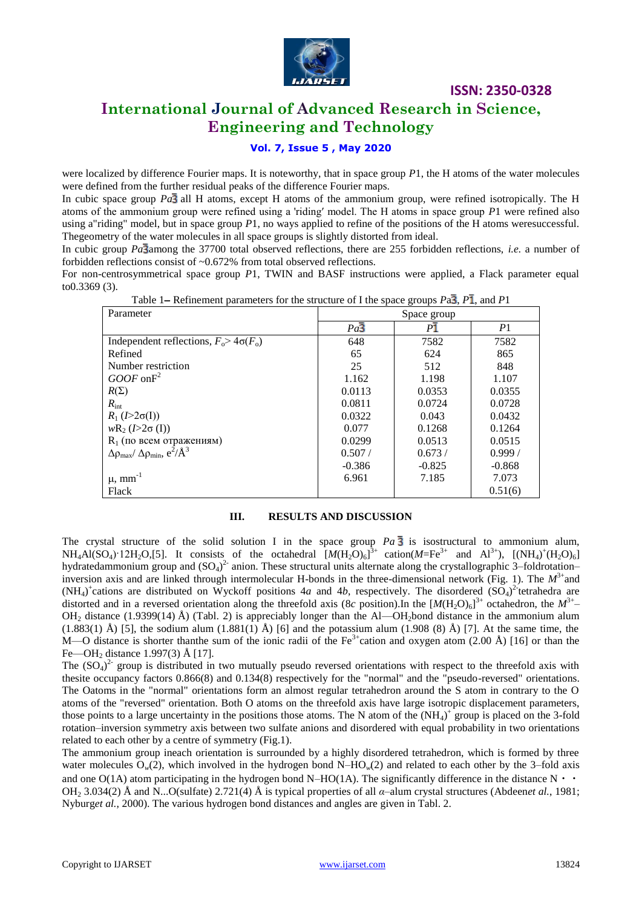were localized by difference Fourier maps. It is noteworthy, that in space group $P1$, the H atoms of the water molecules were defined from the further residual peaks of the difference Fourier maps.

In cubic space group $Pa\bar{3}$ all H atoms, except H atoms of the ammonium group, were refined isotropically. The H atoms of the ammonium group were refined using a 'riding' model. The H atoms in space group $P1$ were refined also using a"riding" model, but in space group $P1$, no ways applied to refine of the positions of the H atoms weresuccessful. Thegeometry of the water molecules in all space groups is slightly distorted from ideal.

In cubic group $Pa\bar{3}$among the 37700 total observed reflections, there are 255 forbidden reflections, *i.e.* a number of forbidden reflections consist of ~0.672% from total observed reflections.

For non-centrosymmetrical space group $P1$, TWIN and BASF instructions were applied, a Flack parameter equal to0.3369 (3).

Table 1– Refinement parameters for the structure of I the space groups $Pa\bar{3}$, $P\bar{1}$, and $P1$

| Parameter | Space group | | |
|---|---|---|---|
| | $Pa\bar{3}$ | $P\bar{1}$ | $P1$ |
| Independent reflections, $F_o > 4\sigma(F_o)$ | 648 | 7582 | 7582 |
| Refined | 65 | 624 | 865 |
| Number restriction | 25 | 512 | 848 |
| *GOOF* on$F^2$ | 1.162 | 1.198 | 1.107 |
| $R(\Sigma)$ | 0.0113 | 0.0353 | 0.0355 |
| $R_{int}$ | 0.0811 | 0.0724 | 0.0728 |
| $R_1$ ($I$>2σ(I)) | 0.0322 | 0.043 | 0.0432 |
| $wR_2$ ($I$>2σ (I)) | 0.077 | 0.1268 | 0.1264 |
| $R_1$ (по всем отражениям) | 0.0299 | 0.0513 | 0.0515 |
| $\Delta\rho_{max}/\Delta\rho_{min}$, $e^2/Å^3$ | 0.507 / -0.386 | 0.673 / -0.825 | 0.999 / -0.868 |
| μ, $mm^{-1}$ | 6.961 | 7.185 | 7.073 |
| Flack | | | 0.51(6) |

### III. RESULTS AND DISCUSSION

The crystal structure of the solid solution I in the space group $Pa\bar{3}$ is isostructural to ammonium alum, $NH_4Al(SO_4)\cdot 12H_2O$,[5]. It consists of the octahedral $[M(H_2O)_6]^{3+}$ cation($M$=$Fe^{3+}$ and $Al^{3+}$), $[(NH_4)^+(H_2O)_6]$ hydratedammonium group and $(SO_4)^{2-}$ anion. These structural units alternate along the crystallographic 3–foldrotation–inversion axis and are linked through intermolecular H-bonds in the three-dimensional network (Fig. 1). The $M^{3+}$and $(NH_4)^+$cations are distributed on Wyckoff positions 4*a* and 4*b*, respectively. The disordered $(SO_4)^{2-}$tetrahedra are distorted and in a reversed orientation along the threefold axis (8*c* position).In the $[M(H_2O)_6]^{3+}$ octahedron, the $M^{3+}$–$OH_2$ distance (1.9399(14) Å) (Tabl. 2) is appreciably longer than the Al—$OH_2$bond distance in the ammonium alum (1.883(1) Å) [5], the sodium alum (1.881(1) Å) [6] and the potassium alum (1.908 (8) Å) [7]. At the same time, the M—O distance is shorter thanthe sum of the ionic radii of the $Fe^{3+}$cation and oxygen atom (2.00 Å) [16] or than the Fe—$OH_2$ distance 1.997(3) Å [17].

The $(SO_4)^{2-}$ group is distributed in two mutually pseudo reversed orientations with respect to the threefold axis with thesite occupancy factors 0.866(8) and 0.134(8) respectively for the "normal" and the "pseudo-reversed" orientations. The Oatoms in the "normal" orientations form an almost regular tetrahedron around the S atom in contrary to the O atoms of the "reversed" orientation. Both O atoms on the threefold axis have large isotropic displacement parameters, those points to a large uncertainty in the positions those atoms. The N atom of the $(NH_4)^+$ group is placed on the 3-fold rotation–inversion symmetry axis between two sulfate anions and disordered with equal probability in two orientations related to each other by a centre of symmetry (Fig.1).

The ammonium group ineach orientation is surrounded by a highly disordered tetrahedron, which is formed by three water molecules $O_w(2)$, which involved in the hydrogen bond N–H$O_w(2)$ and related to each other by the 3–fold axis and one O(1A) atom participating in the hydrogen bond N–HO(1A). The significantly difference in the distance N • • $OH_2$ 3.034(2) Å and N...O(sulfate) 2.721(4) Å is typical properties of all *α*–alum crystal structures (Abdeen*et al.*, 1981; Nyburg*et al.*, 2000). The various hydrogen bond distances and angles are given in Tabl. 2.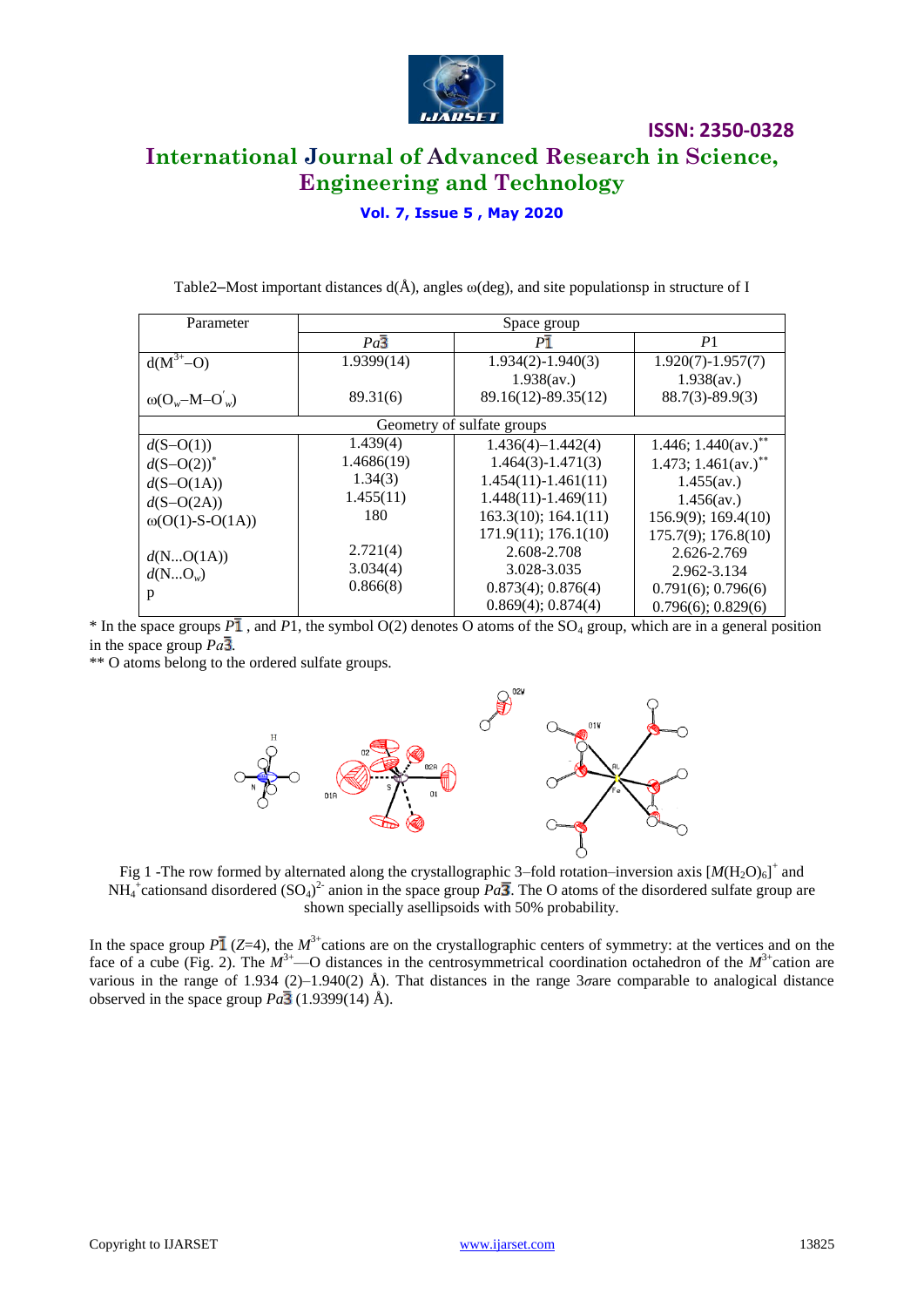Table2–Most important distances d(Å), angles ω(deg), and site populationsp in structure of I

| Parameter | Space group | | |
|---|---|---|---|
| | $Pa\bar{3}$ | $P\bar{1}$ | $P1$ |
| $d(M^{3+}–O)$ | 1.9399(14) | 1.934(2)-1.940(3)<br>1.938(av.) | 1.920(7)-1.957(7)<br>1.938(av.) |
| $\omega(O_w–M–O'_w)$ | 89.31(6) | 89.16(12)-89.35(12) | 88.7(3)-89.9(3) |
| Geometry of sulfate groups | | | |
| $d$(S–O(1)) | 1.439(4) | 1.436(4)–1.442(4) | 1.446; 1.440(av.)** |
| $d$(S–O(2))* | 1.4686(19) | 1.464(3)-1.471(3) | 1.473; 1.461(av.)** |
| $d$(S–O(1A)) | 1.34(3) | 1.454(11)-1.461(11) | 1.455(av.) |
| $d$(S–O(2A)) | 1.455(11) | 1.448(11)-1.469(11) | 1.456(av.) |
| ω(O(1)-S-O(1A)) | 180 | 163.3(10); 164.1(11)<br>171.9(11); 176.1(10) | 156.9(9); 169.4(10)<br>175.7(9); 176.8(10) |
| $d$(N...O(1A)) | 2.721(4) | 2.608-2.708 | 2.626-2.769 |
| $d(N...O_w)$ | 3.034(4) | 3.028-3.035 | 2.962-3.134 |
| p | 0.866(8) | 0.873(4); 0.876(4)<br>0.869(4); 0.874(4) | 0.791(6); 0.796(6)<br>0.796(6); 0.829(6) |

\* In the space groups $P\bar{1}$ , and $P1$, the symbol O(2) denotes O atoms of the $SO_4$ group, which are in a general position in the space group $Pa\bar{3}$.

\*\* O atoms belong to the ordered sulfate groups.

Fig 1 -The row formed by alternated along the crystallographic 3–fold rotation–inversion axis $[M(H_2O)_6]^+$ and $NH_4^+$cationsand disordered $(SO_4)^{2-}$ anion in the space group $Pa\bar{3}$. The O atoms of the disordered sulfate group are shown specially asellipsoids with 50% probability.

In the space group $P\bar{1}$ ($Z$=4), the $M^{3+}$cations are on the crystallographic centers of symmetry: at the vertices and on the face of a cube (Fig. 2). The $M^{3+}$—O distances in the centrosymmetrical coordination octahedron of the $M^{3+}$cation are various in the range of 1.934 (2)–1.940(2) Å). That distances in the range $3\sigma$are comparable to analogical distance observed in the space group $Pa\bar{3}$ (1.9399(14) Å).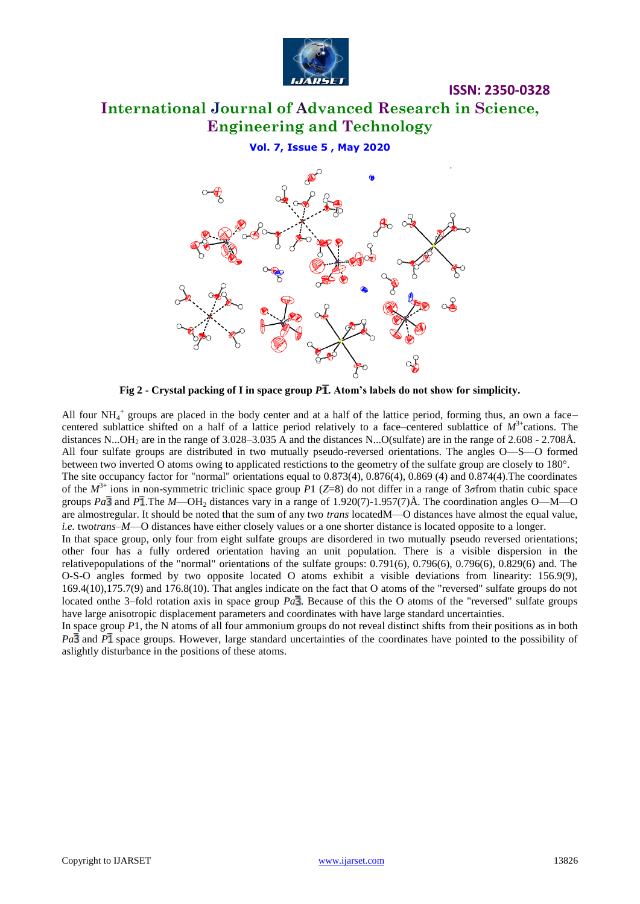**Fig 2 - Crystal packing of I in space group $P\bar{1}$. Atom's labels do not show for simplicity.**

All four $NH_4^+$ groups are placed in the body center and at a half of the lattice period, forming thus, an own a face–centered sublattice shifted on a half of a lattice period relatively to a face–centered sublattice of $M^{3+}$cations. The distances N...$OH_2$ are in the range of 3.028–3.035 A and the distances N...O(sulfate) are in the range of 2.608 - 2.708Å. All four sulfate groups are distributed in two mutually pseudo-reversed orientations. The angles O—S—O formed between two inverted O atoms owing to applicated restrictions to the geometry of the sulfate group are closely to 180°.

The site occupancy factor for "normal" orientations equal to 0.873(4), 0.876(4), 0.869 (4) and 0.874(4).The coordinates of the $M^{3+}$ ions in non-symmetric triclinic space group *P*1 (*Z*=8) do not differ in a range of 3$\sigma$from thatin cubic space groups $Pa\bar{3}$ and $P\bar{1}$.The *M*—$OH_2$ distances vary in a range of 1.920(7)-1.957(7)Å. The coordination angles O—M—O are almostregular. It should be noted that the sum of any two *trans* locatedM—O distances have almost the equal value, *i.e.* two*trans*–*M*—O distances have either closely values or a one shorter distance is located opposite to a longer.

In that space group, only four from eight sulfate groups are disordered in two mutually pseudo reversed orientations; other four has a fully ordered orientation having an unit population. There is a visible dispersion in the relativepopulations of the "normal" orientations of the sulfate groups: 0.791(6), 0.796(6), 0.796(6), 0.829(6) and. The O-S-O angles formed by two opposite located O atoms exhibit a visible deviations from linearity: 156.9(9), 169.4(10),175.7(9) and 176.8(10). That angles indicate on the fact that O atoms of the "reversed" sulfate groups do not located onthe 3–fold rotation axis in space group $Pa\bar{3}$. Because of this the O atoms of the "reversed" sulfate groups have large anisotropic displacement parameters and coordinates with have large standard uncertainties.

In space group *P*1, the N atoms of all four ammonium groups do not reveal distinct shifts from their positions as in both $Pa\bar{3}$ and $P\bar{1}$ space groups. However, large standard uncertainties of the coordinates have pointed to the possibility of aslightly disturbance in the positions of these atoms.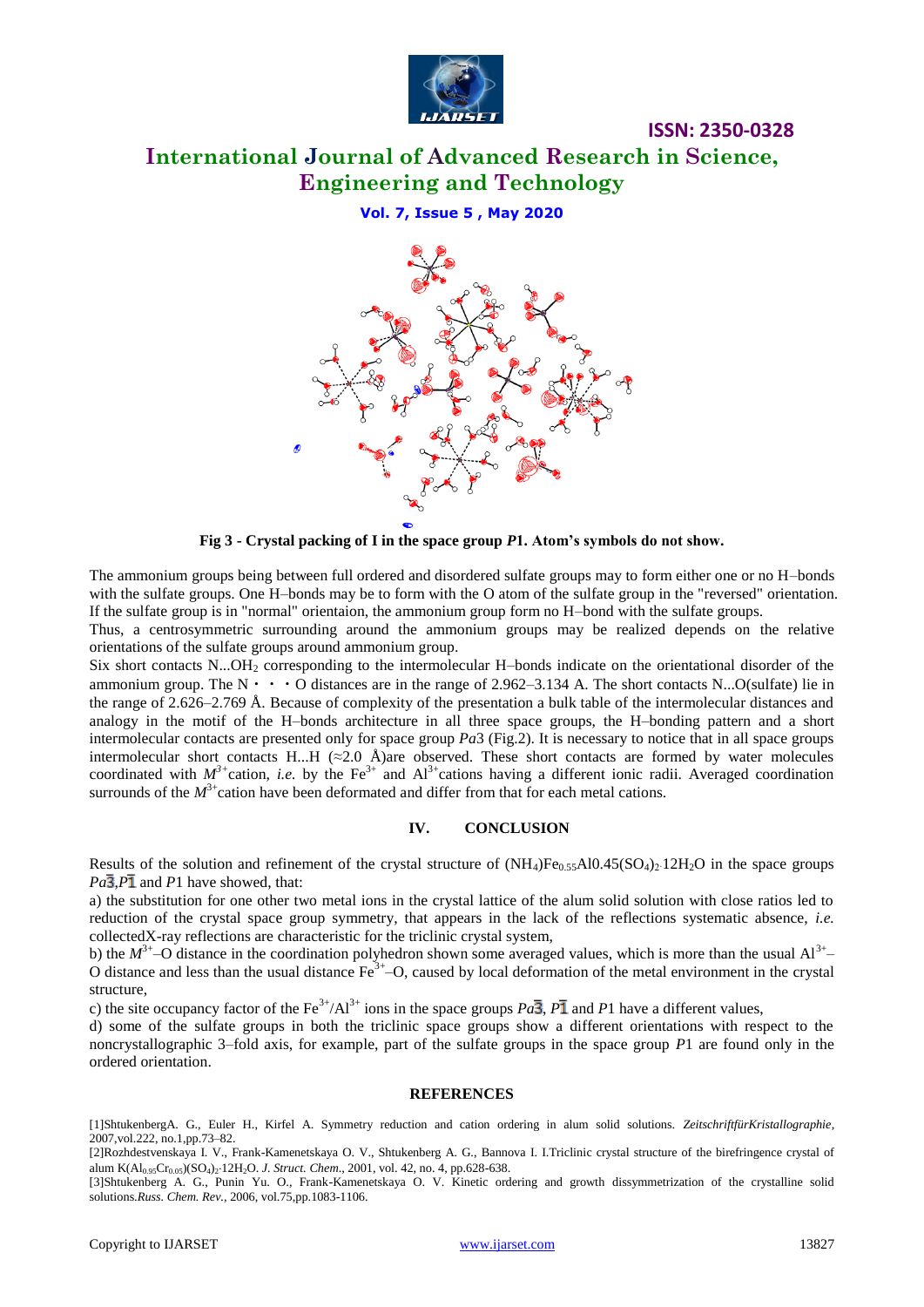**Fig 3 - Crystal packing of I in the space group *P*1. Atom's symbols do not show.**

The ammonium groups being between full ordered and disordered sulfate groups may to form either one or no H–bonds with the sulfate groups. One H–bonds may be to form with the O atom of the sulfate group in the "reversed" orientation. If the sulfate group is in "normal" orientaion, the ammonium group form no H–bond with the sulfate groups.

Thus, a centrosymmetric surrounding around the ammonium groups may be realized depends on the relative orientations of the sulfate groups around ammonium group.

Six short contacts N...$OH_2$ corresponding to the intermolecular H–bonds indicate on the orientational disorder of the ammonium group. The N・・・O distances are in the range of 2.962–3.134 A. The short contacts N...O(sulfate) lie in the range of 2.626–2.769 Å. Because of complexity of the presentation a bulk table of the intermolecular distances and analogy in the motif of the H–bonds architecture in all three space groups, the H–bonding pattern and a short intermolecular contacts are presented only for space group *Pa*3 (Fig.2). It is necessary to notice that in all space groups intermolecular short contacts H...H (≈2.0 Å)are observed. These short contacts are formed by water molecules coordinated with $M^{3+}$cation, *i.e.* by the $Fe^{3+}$ and $Al^{3+}$cations having a different ionic radii. Averaged coordination surrounds of the $M^{3+}$cation have been deformated and differ from that for each metal cations.

## IV. CONCLUSION

Results of the solution and refinement of the crystal structure of $(NH_4)Fe_{0.55}Al0.45(SO_4)_2{\cdot}12H_2O$ in the space groups $Pa\bar{3}$,$P\bar{1}$ and *P*1 have showed, that:

a) the substitution for one other two metal ions in the crystal lattice of the alum solid solution with close ratios led to reduction of the crystal space group symmetry, that appears in the lack of the reflections systematic absence, *i.e.* collectedX-ray reflections are characteristic for the triclinic crystal system,

b) the $M^{3+}$–O distance in the coordination polyhedron shown some averaged values, which is more than the usual $Al^{3+}$–O distance and less than the usual distance $Fe^{3+}$–O, caused by local deformation of the metal environment in the crystal structure,

c) the site occupancy factor of the $Fe^{3+}$/$Al^{3+}$ ions in the space groups $Pa\bar{3}$, $P\bar{1}$ and *P*1 have a different values,

d) some of the sulfate groups in both the triclinic space groups show a different orientations with respect to the noncrystallographic 3–fold axis, for example, part of the sulfate groups in the space group *P*1 are found only in the ordered orientation.

## REFERENCES

[1]ShtukenbergA. G., Euler H., Kirfel A. Symmetry reduction and cation ordering in alum solid solutions. *ZeitschriftfürKristallographie*, 2007,vol.222, no.1,pp.73–82.

[2]Rozhdestvenskaya I. V., Frank-Kamenetskaya O. V., Shtukenberg A. G., Bannova I. I.Triclinic crystal structure of the birefringence crystal of alum $K(Al_{0.95}Cr_{0.05})(SO_4)_2{\cdot}12H_2O$. *J. Struct. Chem*., 2001, vol. 42, no. 4, pp.628-638.

[3]Shtukenberg A. G., Punin Yu. O., Frank-Kamenetskaya O. V. Kinetic ordering and growth dissymmetrization of the crystalline solid solutions.*Russ. Chem. Rev.*, 2006, vol.75,pp.1083-1106.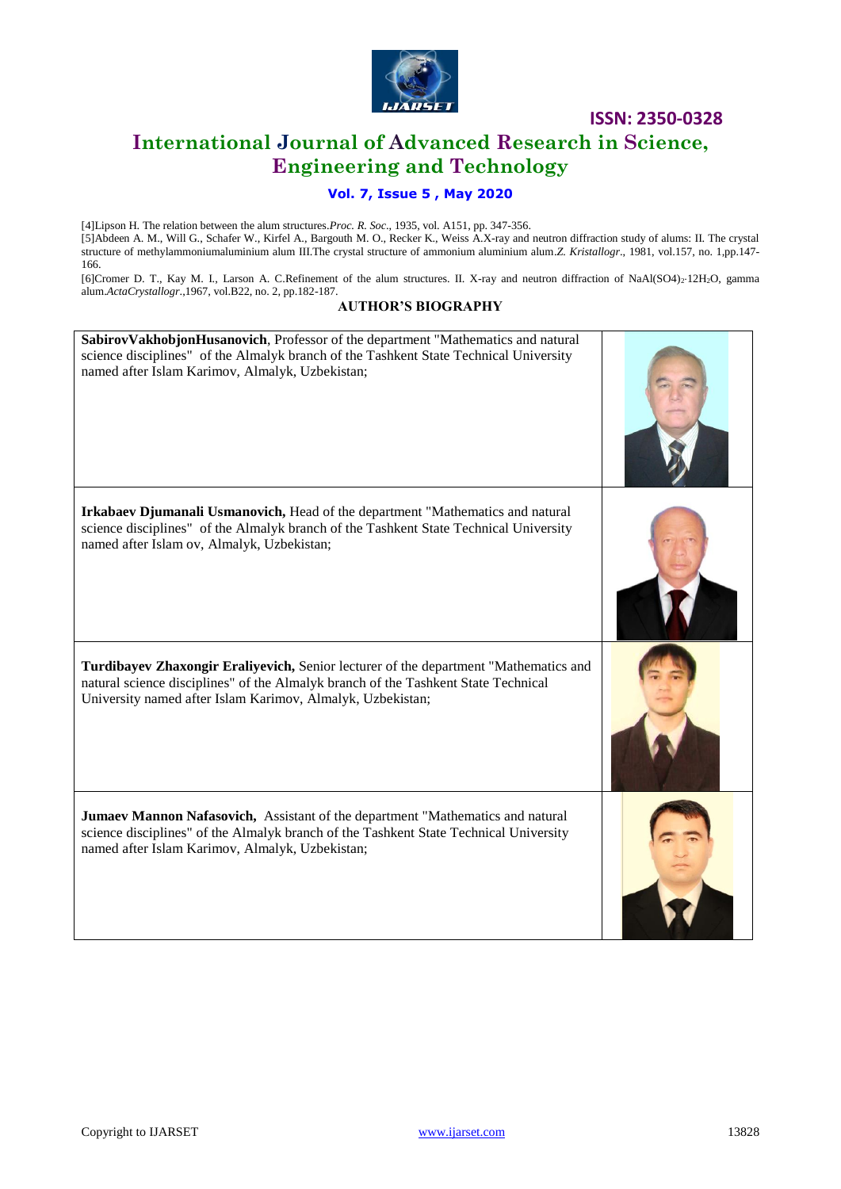[4]Lipson H. The relation between the alum structures.*Proc. R. Soc*., 1935, vol. A151, pp. 347-356.

[5]Abdeen A. M., Will G., Schafer W., Kirfel A., Bargouth M. O., Recker K., Weiss A.X-ray and neutron diffraction study of alums: II. The crystal structure of methylammoniumaluminium alum III.The crystal structure of ammonium aluminium alum.*Z. Kristallogr*., 1981, vol.157, no. 1,pp.147-166.

[6]Cromer D. T., Kay M. I., Larson A. C.Refinement of the alum structures. II. X-ray and neutron diffraction of $NaAl(SO4)_2 \cdot 12H_2O$, gamma alum.*ActaCrystallogr*.,1967, vol.B22, no. 2, pp.182-187.

## AUTHOR'S BIOGRAPHY

| | |
|---|---|
| **SabirovVakhobjonHusanovich**, Professor of the department "Mathematics and natural science disciplines" of the Almalyk branch of the Tashkent State Technical University named after Islam Karimov, Almalyk, Uzbekistan; | |
| **Irkabaev Djumanali Usmanovich,** Head of the department "Mathematics and natural science disciplines" of the Almalyk branch of the Tashkent State Technical University named after Islam ov, Almalyk, Uzbekistan; | |
| **Turdibayev Zhaxongir Eraliyevich,** Senior lecturer of the department "Mathematics and natural science disciplines" of the Almalyk branch of the Tashkent State Technical University named after Islam Karimov, Almalyk, Uzbekistan; | |
| **Jumaev Mannon Nafasovich,** Assistant of the department "Mathematics and natural science disciplines" of the Almalyk branch of the Tashkent State Technical University named after Islam Karimov, Almalyk, Uzbekistan; | |